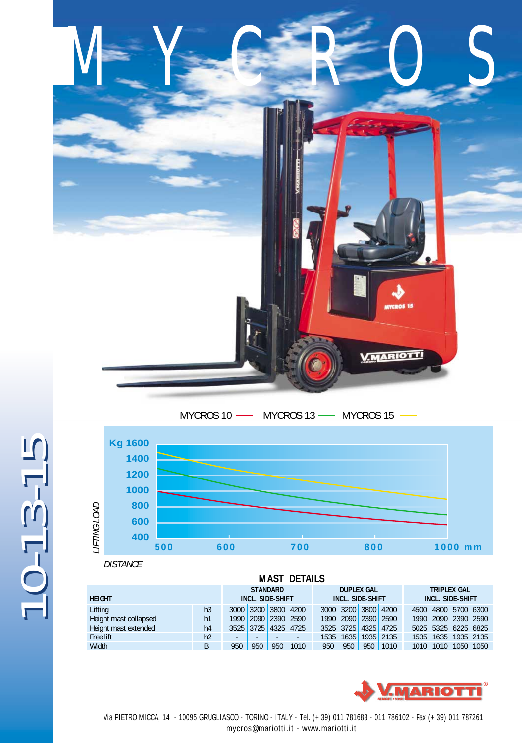# MYCROS

10-13-15

MYCROS 10 —— MYCROS 13 —— MYCROS 15 ——

LIFTING LOAD

Kg 1600
1400
1200
1000
800
600
400

500 600 700 800 1000 mm

DISTANCE

## MAST DETAILS

| HEIGHT | | STANDARD INCL. SIDE-SHIFT | | | | DUPLEX GAL INCL. SIDE-SHIFT | | | | TRIPLEX GAL INCL. SIDE-SHIFT | | | |
|---|---|---|---|---|---|---|---|---|---|---|---|---|---|
| Lifting | h3 | 3000 | 3200 | 3800 | 4200 | 3000 | 3200 | 3800 | 4200 | 4500 | 4800 | 5700 | 6300 |
| Height mast collapsed | h1 | 1990 | 2090 | 2390 | 2590 | 1990 | 2090 | 2390 | 2590 | 1990 | 2090 | 2390 | 2590 |
| Height mast extended | h4 | 3525 | 3725 | 4325 | 4725 | 3525 | 3725 | 4325 | 4725 | 5025 | 5325 | 6225 | 6825 |
| Free lift | h2 | - | - | - | - | 1535 | 1635 | 1935 | 2135 | 1535 | 1635 | 1935 | 2135 |
| Width | B | 950 | 950 | 950 | 1010 | 950 | 950 | 950 | 1010 | 1010 | 1010 | 1050 | 1050 |

V.MARIOTTI SINCE 1920

Via PIETRO MICCA, 14 - 10095 GRUGLIASCO - TORINO - ITALY - Tel. (+ 39) 011 781683 - 011 786102 - Fax (+ 39) 011 787261
mycros@mariotti.it - www.mariotti.it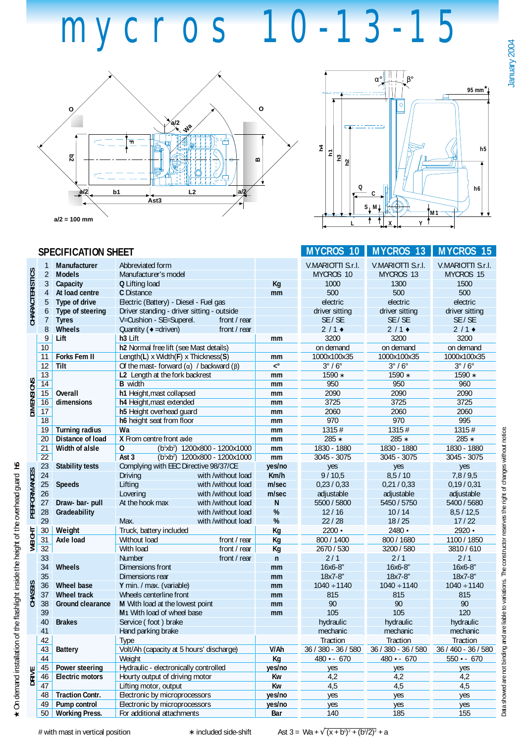# mycros 10-13-15

January 2004

a/2 = 100 mm

## SPECIFICATION SHEET

| Section | No. | Item | Description | Unit | MYCROS 10 | MYCROS 13 | MYCROS 15 |
|---|---|---|---|---|---|---|---|
| CHARACTERISTICS | 1 | **Manufacturer** | Abbreviated form | | V.MARIOTTI S.r.l. | V.MARIOTTI S.r.l. | V.MARIOTTI S.r.l. |
| | 2 | **Models** | Manufacturer's model | | MYCROS 10 | MYCROS 13 | MYCROS 15 |
| | 3 | **Capacity** | **Q** Lifting load | Kg | 1000 | 1300 | 1500 |
| | 4 | **At load centre** | **C** Distance | mm | 500 | 500 | 500 |
| | 5 | **Type of drive** | Electric (Battery) - Diesel - Fuel gas | | electric | electric | electric |
| | 6 | **Type of steering** | Driver standing - driver sitting - outside | | driver sitting | driver sitting | driver sitting |
| | 7 | **Tyres** | V=Cushion - SE=Superel. front / rear | | SE / SE | SE / SE | SE / SE |
| | 8 | **Wheels** | Quantity (♦ =driven) front / rear | | 2 / 1 ♦ | 2 / 1 ♦ | 2 / 1 ♦ |
| DIMENSIONS | 9 | **Lift** | **h3** Lift | mm | 3200 | 3200 | 3200 |
| | 10 | | **h2** Normal free lift (see Mast details) | | on demand | on demand | on demand |
| | 11 | **Forks Fem II** | Length(L) x Width(F) x Thickness(S) | mm | 1000x100x35 | 1000x100x35 | 1000x100x35 |
| | 12 | **Tilt** | Of the mast - forward (α) / backward (β) | <° | 3° / 6° | 3° / 6° | 3° / 6° |
| | 13 | | **L2** Length at the fork backrest | mm | 1590 ∗ | 1590 ∗ | 1590 ∗ |
| | 14 | | **B** width | mm | 950 | 950 | 960 |
| | 15 | **Overall dimensions** | **h1** Height,mast collapsed | mm | 2090 | 2090 | 2090 |
| | 16 | | **h4** Height,mast extended | mm | 3725 | 3725 | 3725 |
| | 17 | | **h5** Height overhead guard | mm | 2060 | 2060 | 2060 |
| | 18 | | **h6** height seat from floor | mm | 970 | 970 | 995 |
| | 19 | **Turning radius** | **Wa** | mm | 1315 # | 1315 # | 1315 # |
| | 20 | **Distance of load** | **X** From centre front axle | mm | 285 ∗ | 285 ∗ | 285 ∗ |
| | 21 | **Width of aisle** | **O** ($b^1$x$b^2$) 1200x800 - 1200x1000 | mm | 1830 - 1880 | 1830 - 1880 | 1830 - 1880 |
| | 22 | | **Ast 3** ($b^1$x$b^2$) 1200x800 - 1200x1000 | mm | 3045 - 3075 | 3045 - 3075 | 3045 - 3075 |
| PERFORMANCES | 23 | **Stability tests** | Complying with EEC Directive 98/37/CE | yes/no | yes | yes | yes |
| | 24 | | Driving with /without load | Km/h | 9 / 10,5 | 8,5 / 10 | 7,8 / 9,5 |
| | 25 | **Speeds** | Lifting with /without load | m/sec | 0,23 / 0,33 | 0,21 / 0,33 | 0,19 / 0,31 |
| | 26 | | Lovering with /without load | m/sec | adjustable | adjustable | adjustable |
| | 27 | **Draw- bar- pull** | At the hook max with /without load | N | 5500 / 5800 | 5450 / 5750 | 5400 / 5680 |
| | 28 | **Gradeability** | with /without load | % | 12 / 16 | 10 / 14 | 8,5 / 12,5 |
| | 29 | | Max. with /without load | % | 22 / 28 | 18 / 25 | 17 / 22 |
| WEIGHT | 30 | **Weight** | Truck, battery included | Kg | 2200 • | 2480 • | 2920 • |
| | 31 | **Axle load** | Without load front / rear | Kg | 800 / 1400 | 800 / 1680 | 1100 / 1850 |
| | 32 | | With load front / rear | Kg | 2670 / 530 | 3200 / 580 | 3810 / 610 |
| CHASSIS | 33 | | Number front / rear | n | 2 / 1 | 2 / 1 | 2 / 1 |
| | 34 | **Wheels** | Dimensions front | mm | 16x6-8" | 16x6-8" | 16x6-8" |
| | 35 | | Dimensions rear | mm | 18x7-8" | 18x7-8" | 18x7-8" |
| | 36 | **Wheel base** | **Y** min. / max. (variable) | mm | 1040 ÷ 1140 | 1040 ÷ 1140 | 1040 ÷ 1140 |
| | 37 | **Wheel track** | Wheels centerline front | mm | 815 | 815 | 815 |
| | 38 | **Ground clearance** | **M** With load at the lowest point | mm | 90 | 90 | 90 |
| | 39 | | **M1** With load of wheel base | mm | 105 | 105 | 120 |
| | 40 | **Brakes** | Service ( foot ) brake | | hydraulic | hydraulic | hydraulic |
| | 41 | | Hand parking brake | | mechanic | mechanic | mechanic |
| DRIVE | 42 | | Type | | Traction | Traction | Traction |
| | 43 | **Battery** | Volt/Ah (capacity at 5 hours' discharge) | V/Ah | 36 / 380 - 36 / 580 | 36 / 380 - 36 / 580 | 36 / 460 - 36 / 580 |
| | 44 | | Weight | Kg | 480 •• - 670 | 480 •• - 670 | 550 •• - 670 |
| | 45 | **Power steering** | Hydraulic - electronically controlled | yes/no | yes | yes | yes |
| | 46 | **Electric motors** | Hourty output of driving motor | Kw | 4,2 | 4,2 | 4,2 |
| | 47 | | Lifting motor, output | Kw | 4,5 | 4,5 | 4,5 |
| | 48 | **Traction Contr.** | Electronic by microprocessors | yes/no | yes | yes | yes |
| | 49 | **Pump control** | Electronic by microprocessors | yes/no | yes | yes | yes |
| | 50 | **Working Press.** | For additional attachments | Bar | 140 | 185 | 155 |

# with mast in vertical position ∗ included side-shift $Ast\ 3 = Wa + \sqrt{(x + b^1)^2 + (b^2/2)^2} + a$

★ On demand installation of the flashlight inside the height of the overhead guard h5

Data showed are not binding and are liable to variations. The constructor reserves the right of changes without notice.